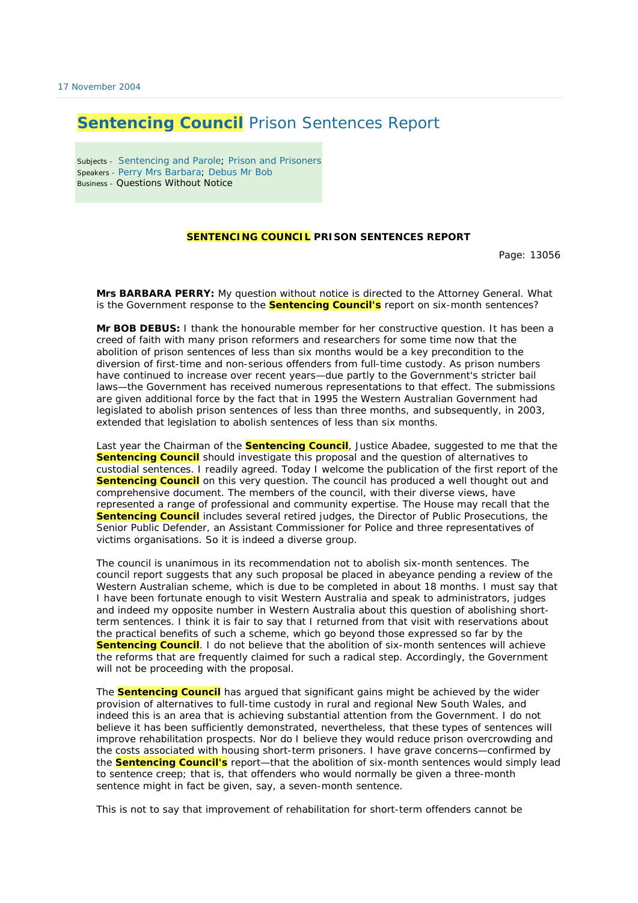17 November 2004

# Sentencing Council Prison Sentences Report

Subjects - Sentencing and Parole; Prison and Prisoners
Speakers - Perry Mrs Barbara; Debus Mr Bob
Business - Questions Without Notice

**SENTENCING COUNCIL PRISON SENTENCES REPORT**

Page: 13056

**Mrs BARBARA PERRY:** My question without notice is directed to the Attorney General. What is the Government response to the Sentencing Council's report on six-month sentences?

**Mr BOB DEBUS:** I thank the honourable member for her constructive question. It has been a creed of faith with many prison reformers and researchers for some time now that the abolition of prison sentences of less than six months would be a key precondition to the diversion of first-time and non-serious offenders from full-time custody. As prison numbers have continued to increase over recent years—due partly to the Government's stricter bail laws—the Government has received numerous representations to that effect. The submissions are given additional force by the fact that in 1995 the Western Australian Government had legislated to abolish prison sentences of less than three months, and subsequently, in 2003, extended that legislation to abolish sentences of less than six months.

Last year the Chairman of the Sentencing Council, Justice Abadee, suggested to me that the Sentencing Council should investigate this proposal and the question of alternatives to custodial sentences. I readily agreed. Today I welcome the publication of the first report of the Sentencing Council on this very question. The council has produced a well thought out and comprehensive document. The members of the council, with their diverse views, have represented a range of professional and community expertise. The House may recall that the Sentencing Council includes several retired judges, the Director of Public Prosecutions, the Senior Public Defender, an Assistant Commissioner for Police and three representatives of victims organisations. So it is indeed a diverse group.

The council is unanimous in its recommendation not to abolish six-month sentences. The council report suggests that any such proposal be placed in abeyance pending a review of the Western Australian scheme, which is due to be completed in about 18 months. I must say that I have been fortunate enough to visit Western Australia and speak to administrators, judges and indeed my opposite number in Western Australia about this question of abolishing short-term sentences. I think it is fair to say that I returned from that visit with reservations about the practical benefits of such a scheme, which go beyond those expressed so far by the Sentencing Council. I do not believe that the abolition of six-month sentences will achieve the reforms that are frequently claimed for such a radical step. Accordingly, the Government will not be proceeding with the proposal.

The Sentencing Council has argued that significant gains might be achieved by the wider provision of alternatives to full-time custody in rural and regional New South Wales, and indeed this is an area that is achieving substantial attention from the Government. I do not believe it has been sufficiently demonstrated, nevertheless, that these types of sentences will improve rehabilitation prospects. Nor do I believe they would reduce prison overcrowding and the costs associated with housing short-term prisoners. I have grave concerns—confirmed by the Sentencing Council's report—that the abolition of six-month sentences would simply lead to sentence creep; that is, that offenders who would normally be given a three-month sentence might in fact be given, say, a seven-month sentence.

This is not to say that improvement of rehabilitation for short-term offenders cannot be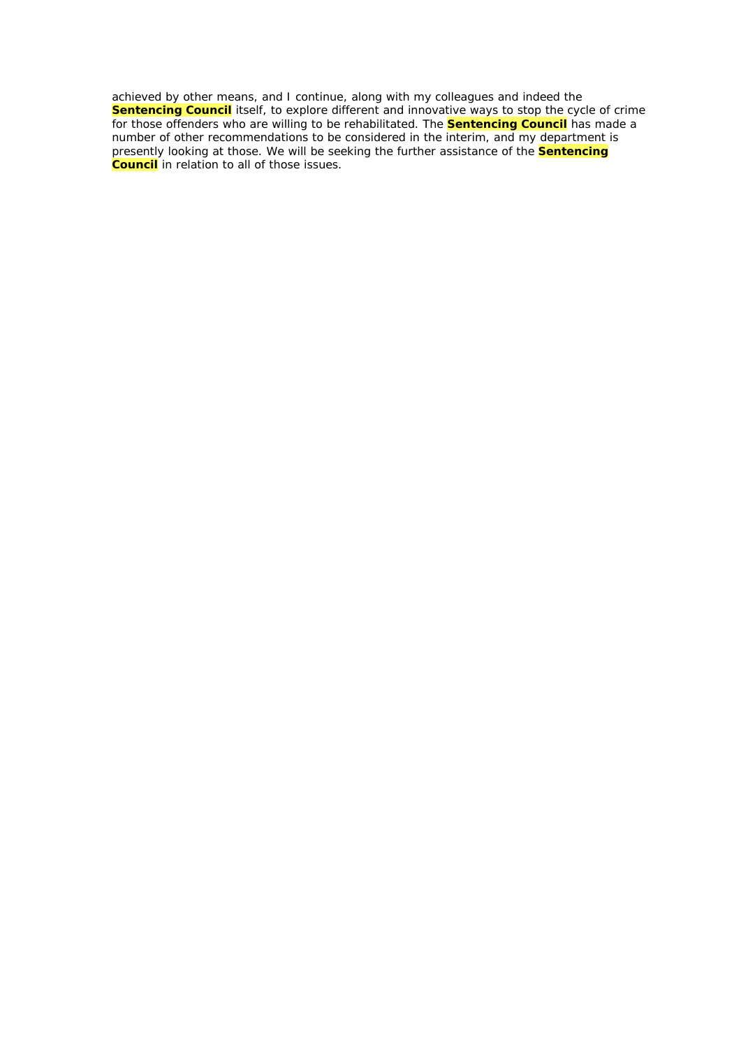achieved by other means, and I continue, along with my colleagues and indeed the **Sentencing Council** itself, to explore different and innovative ways to stop the cycle of crime for those offenders who are willing to be rehabilitated. The **Sentencing Council** has made a number of other recommendations to be considered in the interim, and my department is presently looking at those. We will be seeking the further assistance of the **Sentencing Council** in relation to all of those issues.